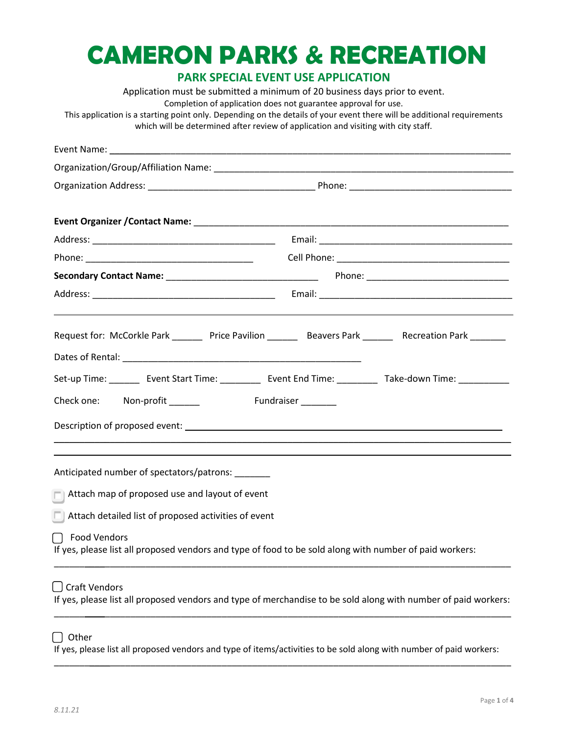# CAMERON PARKS & RECREATION

## PARK SPECIAL EVENT USE APPLICATION

Application must be submitted a minimum of 20 business days prior to event.

Completion of application does not guarantee approval for use.

This application is a starting point only. Depending on the details of your event there will be additional requirements which will be determined after review of application and visiting with city staff.

Event Name: ___________________________________________________________________________

Organization/Group/Affiliation Name: ________________________________________________________

Organization Address: _________________________________ Phone: _______________________________

**Event Organizer /Contact Name:** ______________________________________________________________

Address: ____________________________________ Email: ______________________________________

Phone: _________________________________ Cell Phone: __________________________________

**Secondary Contact Name:** ______________________________ Phone: ____________________________

Address: ____________________________________ Email: ______________________________________

---

Request for: McCorkle Park ______ Price Pavilion ______ Beavers Park ______ Recreation Park _______

Dates of Rental: ______________________________________________

Set-up Time: ______ Event Start Time: ________ Event End Time: ________ Take-down Time: __________

Check one: Non-profit ______ Fundraiser _______

Description of proposed event: _____________________________________________________________

_____________________________________________________________________________________

_____________________________________________________________________________________

Anticipated number of spectators/patrons: _______

☐ Attach map of proposed use and layout of event

☐ Attach detailed list of proposed activities of event

☐ Food Vendors

If yes, please list all proposed vendors and type of food to be sold along with number of paid workers:

_____________________________________________________________________________________

☐ Craft Vendors

If yes, please list all proposed vendors and type of merchandise to be sold along with number of paid workers:

_____________________________________________________________________________________

☐ Other

If yes, please list all proposed vendors and type of items/activities to be sold along with number of paid workers:

_____________________________________________________________________________________

*8.11.21*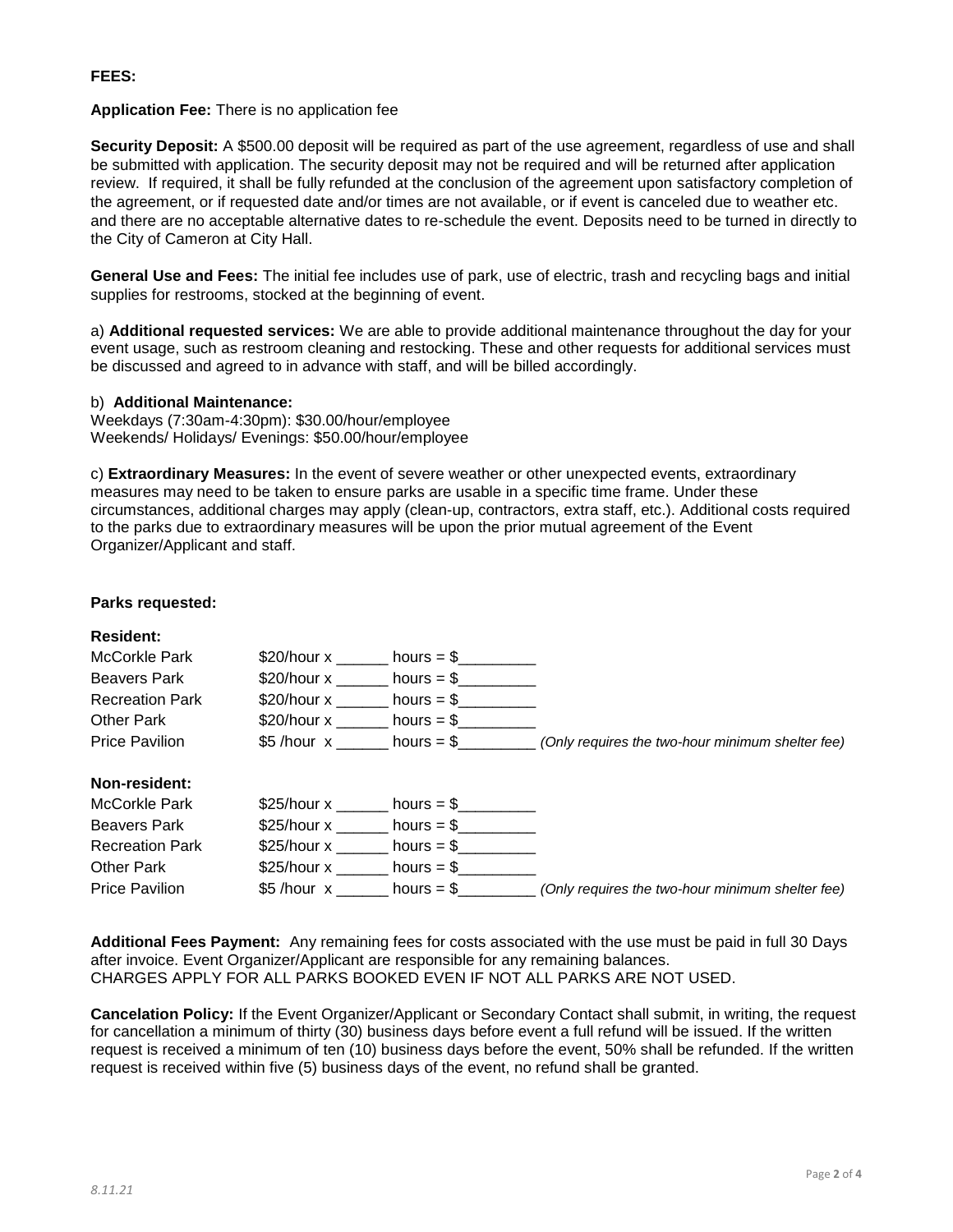**FEES:**

**Application Fee:** There is no application fee

**Security Deposit:** A $500.00 deposit will be required as part of the use agreement, regardless of use and shall be submitted with application. The security deposit may not be required and will be returned after application review. If required, it shall be fully refunded at the conclusion of the agreement upon satisfactory completion of the agreement, or if requested date and/or times are not available, or if event is canceled due to weather etc. and there are no acceptable alternative dates to re-schedule the event. Deposits need to be turned in directly to the City of Cameron at City Hall.

**General Use and Fees:** The initial fee includes use of park, use of electric, trash and recycling bags and initial supplies for restrooms, stocked at the beginning of event.

a) **Additional requested services:** We are able to provide additional maintenance throughout the day for your event usage, such as restroom cleaning and restocking. These and other requests for additional services must be discussed and agreed to in advance with staff, and will be billed accordingly.

b) **Additional Maintenance:**
Weekdays (7:30am-4:30pm): $30.00/hour/employee
Weekends/ Holidays/ Evenings: $50.00/hour/employee

c) **Extraordinary Measures:** In the event of severe weather or other unexpected events, extraordinary measures may need to be taken to ensure parks are usable in a specific time frame. Under these circumstances, additional charges may apply (clean-up, contractors, extra staff, etc.). Additional costs required to the parks due to extraordinary measures will be upon the prior mutual agreement of the Event Organizer/Applicant and staff.

**Parks requested:**

**Resident:**

McCorkle Park $20/hour x ______ hours = $_________
Beavers Park $20/hour x ______ hours = $_________
Recreation Park $20/hour x ______ hours = $_________
Other Park $20/hour x ______ hours = $_________
Price Pavilion $5 /hour x ______ hours = $_________ *(Only requires the two-hour minimum shelter fee)*

**Non-resident:**

McCorkle Park $25/hour x ______ hours = $_________
Beavers Park $25/hour x ______ hours = $_________
Recreation Park $25/hour x ______ hours = $_________
Other Park $25/hour x ______ hours = $_________
Price Pavilion $5 /hour x ______ hours = $_________ *(Only requires the two-hour minimum shelter fee)*

**Additional Fees Payment:** Any remaining fees for costs associated with the use must be paid in full 30 Days after invoice. Event Organizer/Applicant are responsible for any remaining balances.
CHARGES APPLY FOR ALL PARKS BOOKED EVEN IF NOT ALL PARKS ARE NOT USED.

**Cancelation Policy:** If the Event Organizer/Applicant or Secondary Contact shall submit, in writing, the request for cancellation a minimum of thirty (30) business days before event a full refund will be issued. If the written request is received a minimum of ten (10) business days before the event, 50% shall be refunded. If the written request is received within five (5) business days of the event, no refund shall be granted.

*8.11.21*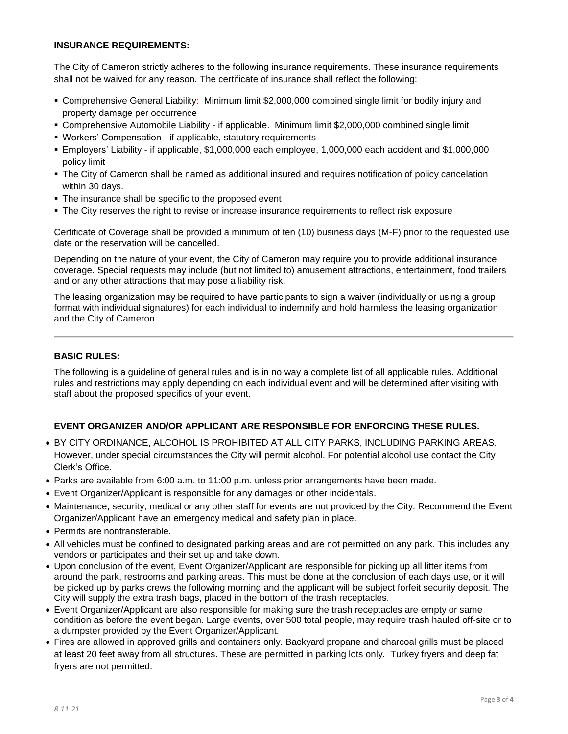**INSURANCE REQUIREMENTS:**

The City of Cameron strictly adheres to the following insurance requirements. These insurance requirements shall not be waived for any reason. The certificate of insurance shall reflect the following:

- Comprehensive General Liability: Minimum limit $2,000,000 combined single limit for bodily injury and property damage per occurrence
- Comprehensive Automobile Liability - if applicable. Minimum limit $2,000,000 combined single limit
- Workers' Compensation - if applicable, statutory requirements
- Employers' Liability - if applicable, $1,000,000 each employee, 1,000,000 each accident and $1,000,000 policy limit
- The City of Cameron shall be named as additional insured and requires notification of policy cancelation within 30 days.
- The insurance shall be specific to the proposed event
- The City reserves the right to revise or increase insurance requirements to reflect risk exposure

Certificate of Coverage shall be provided a minimum of ten (10) business days (M-F) prior to the requested use date or the reservation will be cancelled.

Depending on the nature of your event, the City of Cameron may require you to provide additional insurance coverage. Special requests may include (but not limited to) amusement attractions, entertainment, food trailers and or any other attractions that may pose a liability risk.

The leasing organization may be required to have participants to sign a waiver (individually or using a group format with individual signatures) for each individual to indemnify and hold harmless the leasing organization and the City of Cameron.

---

**BASIC RULES:**

The following is a guideline of general rules and is in no way a complete list of all applicable rules. Additional rules and restrictions may apply depending on each individual event and will be determined after visiting with staff about the proposed specifics of your event.

**EVENT ORGANIZER AND/OR APPLICANT ARE RESPONSIBLE FOR ENFORCING THESE RULES.**

- BY CITY ORDINANCE, ALCOHOL IS PROHIBITED AT ALL CITY PARKS, INCLUDING PARKING AREAS. However, under special circumstances the City will permit alcohol. For potential alcohol use contact the City Clerk's Office.
- Parks are available from 6:00 a.m. to 11:00 p.m. unless prior arrangements have been made.
- Event Organizer/Applicant is responsible for any damages or other incidentals.
- Maintenance, security, medical or any other staff for events are not provided by the City. Recommend the Event Organizer/Applicant have an emergency medical and safety plan in place.
- Permits are nontransferable.
- All vehicles must be confined to designated parking areas and are not permitted on any park. This includes any vendors or participates and their set up and take down.
- Upon conclusion of the event, Event Organizer/Applicant are responsible for picking up all litter items from around the park, restrooms and parking areas. This must be done at the conclusion of each days use, or it will be picked up by parks crews the following morning and the applicant will be subject forfeit security deposit. The City will supply the extra trash bags, placed in the bottom of the trash receptacles.
- Event Organizer/Applicant are also responsible for making sure the trash receptacles are empty or same condition as before the event began. Large events, over 500 total people, may require trash hauled off-site or to a dumpster provided by the Event Organizer/Applicant.
- Fires are allowed in approved grills and containers only. Backyard propane and charcoal grills must be placed at least 20 feet away from all structures. These are permitted in parking lots only. Turkey fryers and deep fat fryers are not permitted.

*8.11.21*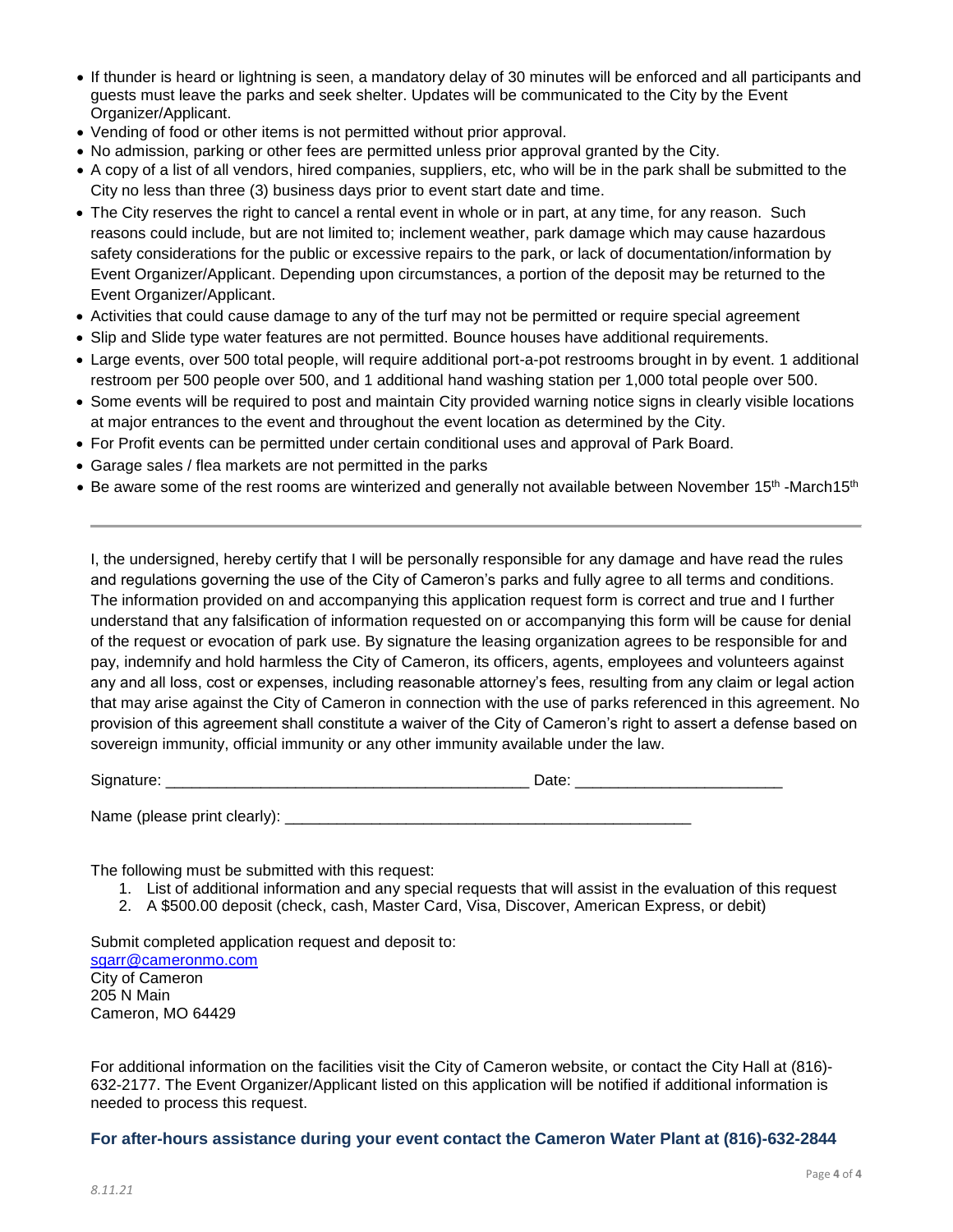- If thunder is heard or lightning is seen, a mandatory delay of 30 minutes will be enforced and all participants and guests must leave the parks and seek shelter. Updates will be communicated to the City by the Event Organizer/Applicant.
- Vending of food or other items is not permitted without prior approval.
- No admission, parking or other fees are permitted unless prior approval granted by the City.
- A copy of a list of all vendors, hired companies, suppliers, etc, who will be in the park shall be submitted to the City no less than three (3) business days prior to event start date and time.
- The City reserves the right to cancel a rental event in whole or in part, at any time, for any reason. Such reasons could include, but are not limited to; inclement weather, park damage which may cause hazardous safety considerations for the public or excessive repairs to the park, or lack of documentation/information by Event Organizer/Applicant. Depending upon circumstances, a portion of the deposit may be returned to the Event Organizer/Applicant.
- Activities that could cause damage to any of the turf may not be permitted or require special agreement
- Slip and Slide type water features are not permitted. Bounce houses have additional requirements.
- Large events, over 500 total people, will require additional port-a-pot restrooms brought in by event. 1 additional restroom per 500 people over 500, and 1 additional hand washing station per 1,000 total people over 500.
- Some events will be required to post and maintain City provided warning notice signs in clearly visible locations at major entrances to the event and throughout the event location as determined by the City.
- For Profit events can be permitted under certain conditional uses and approval of Park Board.
- Garage sales / flea markets are not permitted in the parks
- Be aware some of the rest rooms are winterized and generally not available between November 15th -March15th

---

I, the undersigned, hereby certify that I will be personally responsible for any damage and have read the rules and regulations governing the use of the City of Cameron's parks and fully agree to all terms and conditions. The information provided on and accompanying this application request form is correct and true and I further understand that any falsification of information requested on or accompanying this form will be cause for denial of the request or evocation of park use. By signature the leasing organization agrees to be responsible for and pay, indemnify and hold harmless the City of Cameron, its officers, agents, employees and volunteers against any and all loss, cost or expenses, including reasonable attorney's fees, resulting from any claim or legal action that may arise against the City of Cameron in connection with the use of parks referenced in this agreement. No provision of this agreement shall constitute a waiver of the City of Cameron's right to assert a defense based on sovereign immunity, official immunity or any other immunity available under the law.

Signature: ___________________________________________ Date: ________________________

Name (please print clearly): _________________________________________________

The following must be submitted with this request:

1. List of additional information and any special requests that will assist in the evaluation of this request
2. A $500.00 deposit (check, cash, Master Card, Visa, Discover, American Express, or debit)

Submit completed application request and deposit to:
sgarr@cameronmo.com
City of Cameron
205 N Main
Cameron, MO 64429

For additional information on the facilities visit the City of Cameron website, or contact the City Hall at (816)-632-2177. The Event Organizer/Applicant listed on this application will be notified if additional information is needed to process this request.

**For after-hours assistance during your event contact the Cameron Water Plant at (816)-632-2844**

*8.11.21*